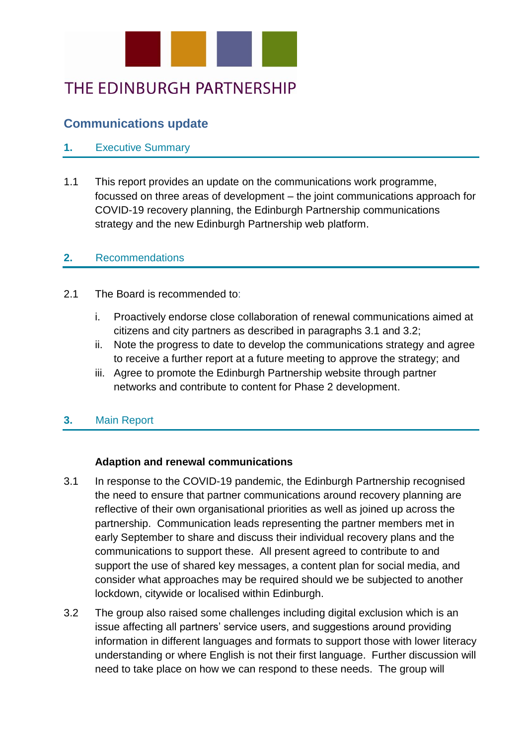THE EDINBURGH PARTNERSHIP

# Communications update

## 1. Executive Summary

1.1 This report provides an update on the communications work programme, focussed on three areas of development – the joint communications approach for COVID-19 recovery planning, the Edinburgh Partnership communications strategy and the new Edinburgh Partnership web platform.

## 2. Recommendations

2.1 The Board is recommended to:

i. Proactively endorse close collaboration of renewal communications aimed at citizens and city partners as described in paragraphs 3.1 and 3.2;
ii. Note the progress to date to develop the communications strategy and agree to receive a further report at a future meeting to approve the strategy; and
iii. Agree to promote the Edinburgh Partnership website through partner networks and contribute to content for Phase 2 development.

## 3. Main Report

**Adaption and renewal communications**

3.1 In response to the COVID-19 pandemic, the Edinburgh Partnership recognised the need to ensure that partner communications around recovery planning are reflective of their own organisational priorities as well as joined up across the partnership. Communication leads representing the partner members met in early September to share and discuss their individual recovery plans and the communications to support these. All present agreed to contribute to and support the use of shared key messages, a content plan for social media, and consider what approaches may be required should we be subjected to another lockdown, citywide or localised within Edinburgh.

3.2 The group also raised some challenges including digital exclusion which is an issue affecting all partners' service users, and suggestions around providing information in different languages and formats to support those with lower literacy understanding or where English is not their first language. Further discussion will need to take place on how we can respond to these needs. The group will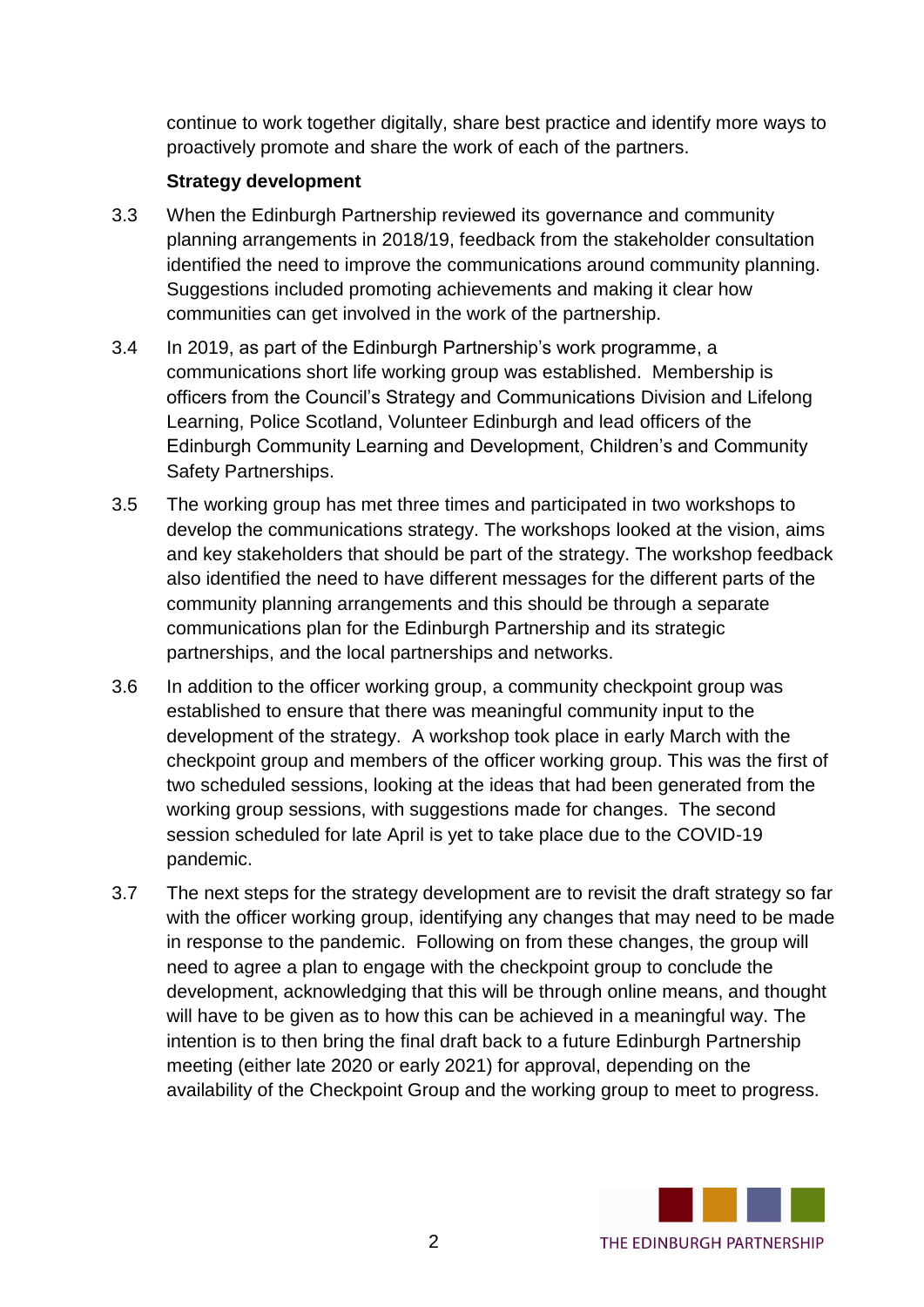continue to work together digitally, share best practice and identify more ways to proactively promote and share the work of each of the partners.

**Strategy development**

3.3 When the Edinburgh Partnership reviewed its governance and community planning arrangements in 2018/19, feedback from the stakeholder consultation identified the need to improve the communications around community planning. Suggestions included promoting achievements and making it clear how communities can get involved in the work of the partnership.

3.4 In 2019, as part of the Edinburgh Partnership's work programme, a communications short life working group was established. Membership is officers from the Council's Strategy and Communications Division and Lifelong Learning, Police Scotland, Volunteer Edinburgh and lead officers of the Edinburgh Community Learning and Development, Children's and Community Safety Partnerships.

3.5 The working group has met three times and participated in two workshops to develop the communications strategy. The workshops looked at the vision, aims and key stakeholders that should be part of the strategy. The workshop feedback also identified the need to have different messages for the different parts of the community planning arrangements and this should be through a separate communications plan for the Edinburgh Partnership and its strategic partnerships, and the local partnerships and networks.

3.6 In addition to the officer working group, a community checkpoint group was established to ensure that there was meaningful community input to the development of the strategy. A workshop took place in early March with the checkpoint group and members of the officer working group. This was the first of two scheduled sessions, looking at the ideas that had been generated from the working group sessions, with suggestions made for changes. The second session scheduled for late April is yet to take place due to the COVID-19 pandemic.

3.7 The next steps for the strategy development are to revisit the draft strategy so far with the officer working group, identifying any changes that may need to be made in response to the pandemic. Following on from these changes, the group will need to agree a plan to engage with the checkpoint group to conclude the development, acknowledging that this will be through online means, and thought will have to be given as to how this can be achieved in a meaningful way. The intention is to then bring the final draft back to a future Edinburgh Partnership meeting (either late 2020 or early 2021) for approval, depending on the availability of the Checkpoint Group and the working group to meet to progress.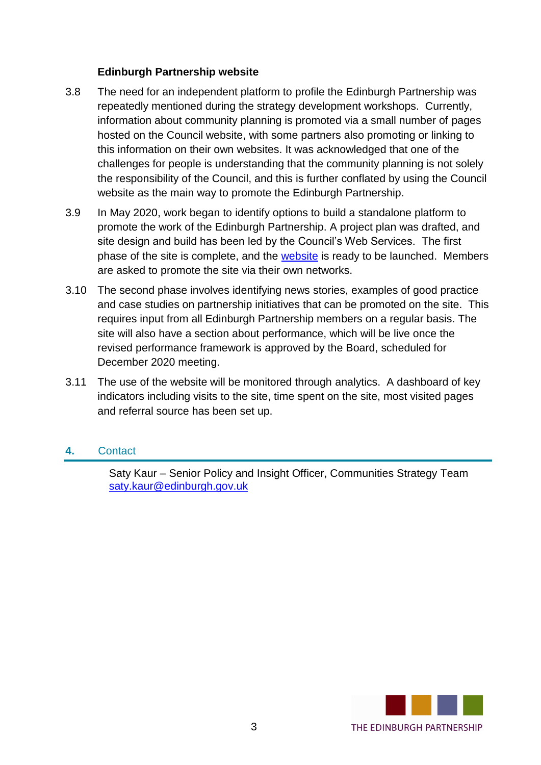### Edinburgh Partnership website

3.8 The need for an independent platform to profile the Edinburgh Partnership was repeatedly mentioned during the strategy development workshops. Currently, information about community planning is promoted via a small number of pages hosted on the Council website, with some partners also promoting or linking to this information on their own websites. It was acknowledged that one of the challenges for people is understanding that the community planning is not solely the responsibility of the Council, and this is further conflated by using the Council website as the main way to promote the Edinburgh Partnership.

3.9 In May 2020, work began to identify options to build a standalone platform to promote the work of the Edinburgh Partnership. A project plan was drafted, and site design and build has been led by the Council's Web Services. The first phase of the site is complete, and the website is ready to be launched. Members are asked to promote the site via their own networks.

3.10 The second phase involves identifying news stories, examples of good practice and case studies on partnership initiatives that can be promoted on the site. This requires input from all Edinburgh Partnership members on a regular basis. The site will also have a section about performance, which will be live once the revised performance framework is approved by the Board, scheduled for December 2020 meeting.

3.11 The use of the website will be monitored through analytics. A dashboard of key indicators including visits to the site, time spent on the site, most visited pages and referral source has been set up.

## 4. Contact

Saty Kaur – Senior Policy and Insight Officer, Communities Strategy Team
saty.kaur@edinburgh.gov.uk

THE EDINBURGH PARTNERSHIP